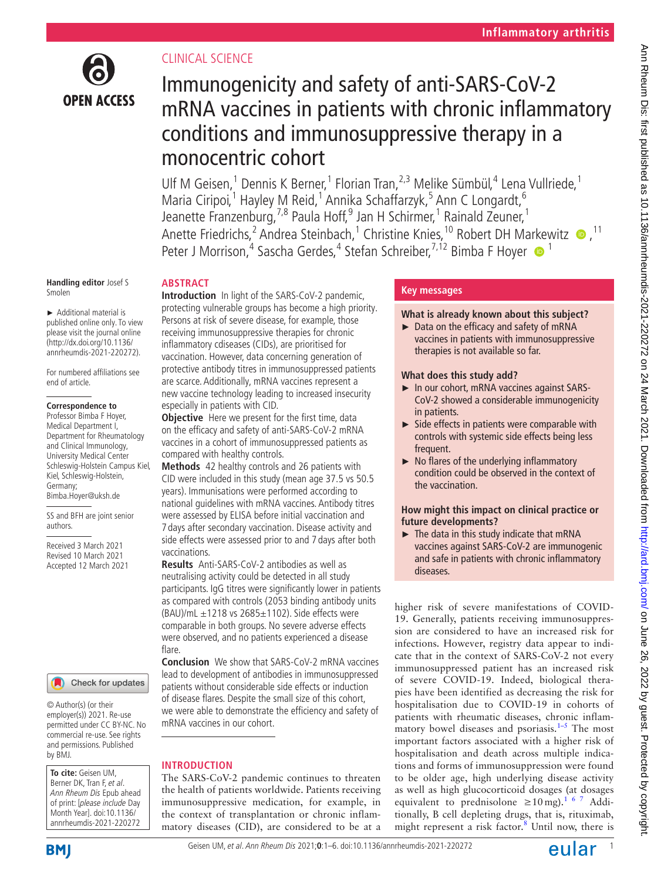Inflammatory arthritis

CLINICAL SCIENCE

# Immunogenicity and safety of anti-SARS-CoV-2 mRNA vaccines in patients with chronic inflammatory conditions and immunosuppressive therapy in a monocentric cohort

Ulf M Geisen,[1] Dennis K Berner,[1] Florian Tran,[2,3] Melike Sümbül,[4] Lena Vullriede,[1] Maria Ciripoi,[1] Hayley M Reid,[1] Annika Schaffarzyk,[5] Ann C Longardt,[6] Jeanette Franzenburg,[7,8] Paula Hoff,[9] Jan H Schirmer,[1] Rainald Zeuner,[1] Anette Friedrichs,[2] Andrea Steinbach,[1] Christine Knies,[10] Robert DH Markewitz,[11] Peter J Morrison,[4] Sascha Gerdes,[4] Stefan Schreiber,[7,12] Bimba F Hoyer[1]

**Handling editor** Josef S Smolen

► Additional material is published online only. To view please visit the journal online (http://dx.doi.org/10.1136/annrheumdis-2021-220272).

For numbered affiliations see end of article.

**Correspondence to**
Professor Bimba F Hoyer, Medical Department I, Department for Rheumatology and Clinical Immunology, University Medical Center Schleswig-Holstein Campus Kiel, Kiel, Schleswig-Holstein, Germany; Bimba.Hoyer@uksh.de

SS and BFH are joint senior authors.

Received 3 March 2021
Revised 10 March 2021
Accepted 12 March 2021

© Author(s) (or their employer(s)) 2021. Re-use permitted under CC BY-NC. No commercial re-use. See rights and permissions. Published by BMJ.

**To cite:** Geisen UM, Berner DK, Tran F, et al. *Ann Rheum Dis* Epub ahead of print: [*please include* Day Month Year]. doi:10.1136/annrheumdis-2021-220272

## ABSTRACT

**Introduction** In light of the SARS-CoV-2 pandemic, protecting vulnerable groups has become a high priority. Persons at risk of severe disease, for example, those receiving immunosuppressive therapies for chronic inflammatory cdiseases (CIDs), are prioritised for vaccination. However, data concerning generation of protective antibody titres in immunosuppressed patients are scarce. Additionally, mRNA vaccines represent a new vaccine technology leading to increased insecurity especially in patients with CID.

**Objective** Here we present for the first time, data on the efficacy and safety of anti-SARS-CoV-2 mRNA vaccines in a cohort of immunosuppressed patients as compared with healthy controls.

**Methods** 42 healthy controls and 26 patients with CID were included in this study (mean age 37.5 vs 50.5 years). Immunisations were performed according to national guidelines with mRNA vaccines. Antibody titres were assessed by ELISA before initial vaccination and 7 days after secondary vaccination. Disease activity and side effects were assessed prior to and 7 days after both vaccinations.

**Results** Anti-SARS-CoV-2 antibodies as well as neutralising activity could be detected in all study participants. IgG titres were significantly lower in patients as compared with controls (2053 binding antibody units (BAU)/mL ±1218 vs 2685±1102). Side effects were comparable in both groups. No severe adverse effects were observed, and no patients experienced a disease flare.

**Conclusion** We show that SARS-CoV-2 mRNA vaccines lead to development of antibodies in immunosuppressed patients without considerable side effects or induction of disease flares. Despite the small size of this cohort, we were able to demonstrate the efficiency and safety of mRNA vaccines in our cohort.

## Key messages

**What is already known about this subject?**

► Data on the efficacy and safety of mRNA vaccines in patients with immunosuppressive therapies is not available so far.

**What does this study add?**

► In our cohort, mRNA vaccines against SARS-CoV-2 showed a considerable immunogenicity in patients.

► Side effects in patients were comparable with controls with systemic side effects being less frequent.

► No flares of the underlying inflammatory condition could be observed in the context of the vaccination.

**How might this impact on clinical practice or future developments?**

► The data in this study indicate that mRNA vaccines against SARS-CoV-2 are immunogenic and safe in patients with chronic inflammatory diseases.

## INTRODUCTION

The SARS-CoV-2 pandemic continues to threaten the health of patients worldwide. Patients receiving immunosuppressive medication, for example, in the context of transplantation or chronic inflammatory diseases (CID), are considered to be at a higher risk of severe manifestations of COVID-19. Generally, patients receiving immunosuppression are considered to have an increased risk for infections. However, registry data appear to indicate that in the context of SARS-CoV-2 not every immunosuppressed patient has an increased risk of severe COVID-19. Indeed, biological therapies have been identified as decreasing the risk for hospitalisation due to COVID-19 in cohorts of patients with rheumatic diseases, chronic inflammatory bowel diseases and psoriasis.[1–5] The most important factors associated with a higher risk of hospitalisation and death across multiple indications and forms of immunosuppression were found to be older age, high underlying disease activity as well as high glucocorticoid dosages (at dosages equivalent to prednisolone ≥10 mg).[1 6 7] Additionally, B cell depleting drugs, that is, rituximab, might represent a risk factor.[8] Until now, there is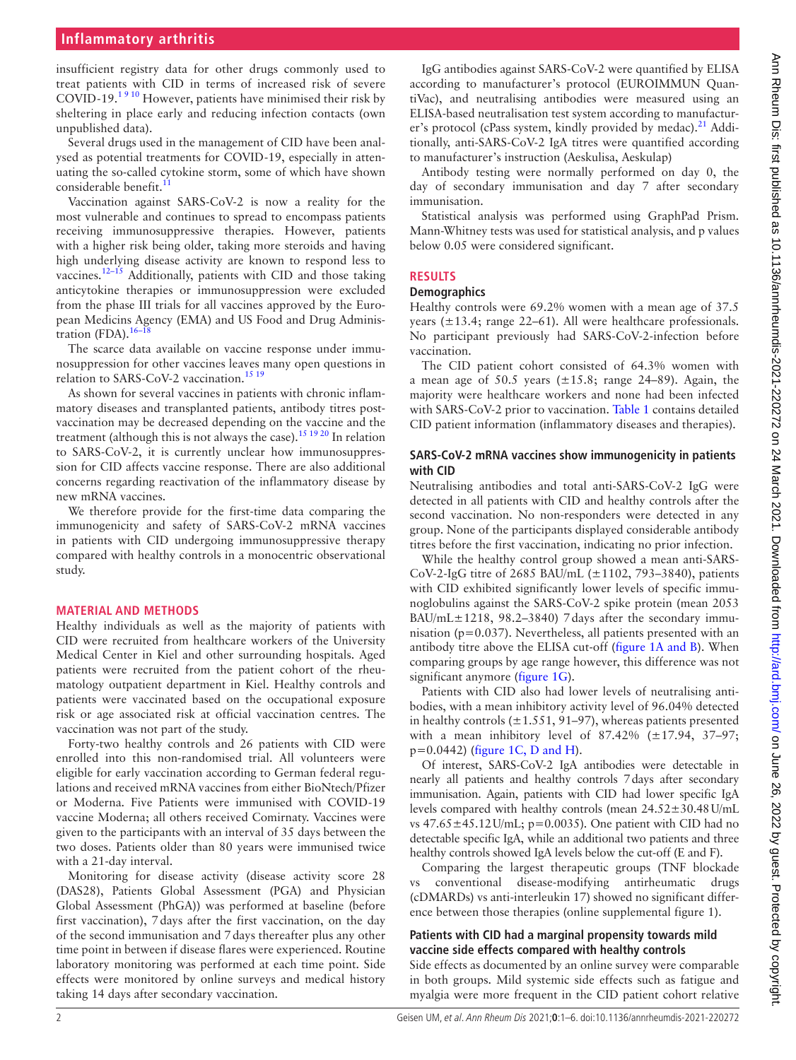insufficient registry data for other drugs commonly used to treat patients with CID in terms of increased risk of severe COVID-19.[1 9 10] However, patients have minimised their risk by sheltering in place early and reducing infection contacts (own unpublished data).

Several drugs used in the management of CID have been analysed as potential treatments for COVID-19, especially in attenuating the so-called cytokine storm, some of which have shown considerable benefit.[11]

Vaccination against SARS-CoV-2 is now a reality for the most vulnerable and continues to spread to encompass patients receiving immunosuppressive therapies. However, patients with a higher risk being older, taking more steroids and having high underlying disease activity are known to respond less to vaccines.[12–15] Additionally, patients with CID and those taking anticytokine therapies or immunosuppression were excluded from the phase III trials for all vaccines approved by the European Medicins Agency (EMA) and US Food and Drug Administration (FDA).[16–18]

The scarce data available on vaccine response under immunosuppression for other vaccines leaves many open questions in relation to SARS-CoV-2 vaccination.[15 19]

As shown for several vaccines in patients with chronic inflammatory diseases and transplanted patients, antibody titres post-vaccination may be decreased depending on the vaccine and the treatment (although this is not always the case).[15 19 20] In relation to SARS-CoV-2, it is currently unclear how immunosuppression for CID affects vaccine response. There are also additional concerns regarding reactivation of the inflammatory disease by new mRNA vaccines.

We therefore provide for the first-time data comparing the immunogenicity and safety of SARS-CoV-2 mRNA vaccines in patients with CID undergoing immunosuppressive therapy compared with healthy controls in a monocentric observational study.

## MATERIAL AND METHODS

Healthy individuals as well as the majority of patients with CID were recruited from healthcare workers of the University Medical Center in Kiel and other surrounding hospitals. Aged patients were recruited from the patient cohort of the rheumatology outpatient department in Kiel. Healthy controls and patients were vaccinated based on the occupational exposure risk or age associated risk at official vaccination centres. The vaccination was not part of the study.

Forty-two healthy controls and 26 patients with CID were enrolled into this non-randomised trial. All volunteers were eligible for early vaccination according to German federal regulations and received mRNA vaccines from either BioNtech/Pfizer or Moderna. Five Patients were immunised with COVID-19 vaccine Moderna; all others received Comirnaty. Vaccines were given to the participants with an interval of 35 days between the two doses. Patients older than 80 years were immunised twice with a 21-day interval.

Monitoring for disease activity (disease activity score 28 (DAS28), Patients Global Assessment (PGA) and Physician Global Assessment (PhGA)) was performed at baseline (before first vaccination), 7 days after the first vaccination, on the day of the second immunisation and 7 days thereafter plus any other time point in between if disease flares were experienced. Routine laboratory monitoring was performed at each time point. Side effects were monitored by online surveys and medical history taking 14 days after secondary vaccination.

IgG antibodies against SARS-CoV-2 were quantified by ELISA according to manufacturer's protocol (EUROIMMUN QuantiVac), and neutralising antibodies were measured using an ELISA-based neutralisation test system according to manufacturer's protocol (cPass system, kindly provided by medac).[21] Additionally, anti-SARS-CoV-2 IgA titres were quantified according to manufacturer's instruction (Aeskulisa, Aeskulap)

Antibody testing were normally performed on day 0, the day of secondary immunisation and day 7 after secondary immunisation.

Statistical analysis was performed using GraphPad Prism. Mann-Whitney tests was used for statistical analysis, and p values below 0.05 were considered significant.

## RESULTS

### Demographics

Healthy controls were 69.2% women with a mean age of 37.5 years (±13.4; range 22–61). All were healthcare professionals. No participant previously had SARS-CoV-2-infection before vaccination.

The CID patient cohort consisted of 64.3% women with a mean age of 50.5 years (±15.8; range 24–89). Again, the majority were healthcare workers and none had been infected with SARS-CoV-2 prior to vaccination. Table 1 contains detailed CID patient information (inflammatory diseases and therapies).

### SARS-CoV-2 mRNA vaccines show immunogenicity in patients with CID

Neutralising antibodies and total anti-SARS-CoV-2 IgG were detected in all patients with CID and healthy controls after the second vaccination. No non-responders were detected in any group. None of the participants displayed considerable antibody titres before the first vaccination, indicating no prior infection.

While the healthy control group showed a mean anti-SARS-CoV-2-IgG titre of 2685 BAU/mL (±1102, 793–3840), patients with CID exhibited significantly lower levels of specific immunoglobulins against the SARS-CoV-2 spike protein (mean 2053 BAU/mL±1218, 98.2–3840) 7 days after the secondary immunisation ($p=0.037$). Nevertheless, all patients presented with an antibody titre above the ELISA cut-off (figure 1A and B). When comparing groups by age range however, this difference was not significant anymore (figure 1G).

Patients with CID also had lower levels of neutralising antibodies, with a mean inhibitory activity level of 96.04% detected in healthy controls (±1.551, 91–97), whereas patients presented with a mean inhibitory level of 87.42% (±17.94, 37–97; $p=0.0442$) (figure 1C, D and H).

Of interest, SARS-CoV-2 IgA antibodies were detectable in nearly all patients and healthy controls 7 days after secondary immunisation. Again, patients with CID had lower specific IgA levels compared with healthy controls (mean 24.52±30.48 U/mL vs 47.65±45.12 U/mL; $p=0.0035$). One patient with CID had no detectable specific IgA, while an additional two patients and three healthy controls showed IgA levels below the cut-off (E and F).

Comparing the largest therapeutic groups (TNF blockade vs conventional disease-modifying antirheumatic drugs (cDMARDs) vs anti-interleukin 17) showed no significant difference between those therapies (online supplemental figure 1).

### Patients with CID had a marginal propensity towards mild vaccine side effects compared with healthy controls

Side effects as documented by an online survey were comparable in both groups. Mild systemic side effects such as fatigue and myalgia were more frequent in the CID patient cohort relative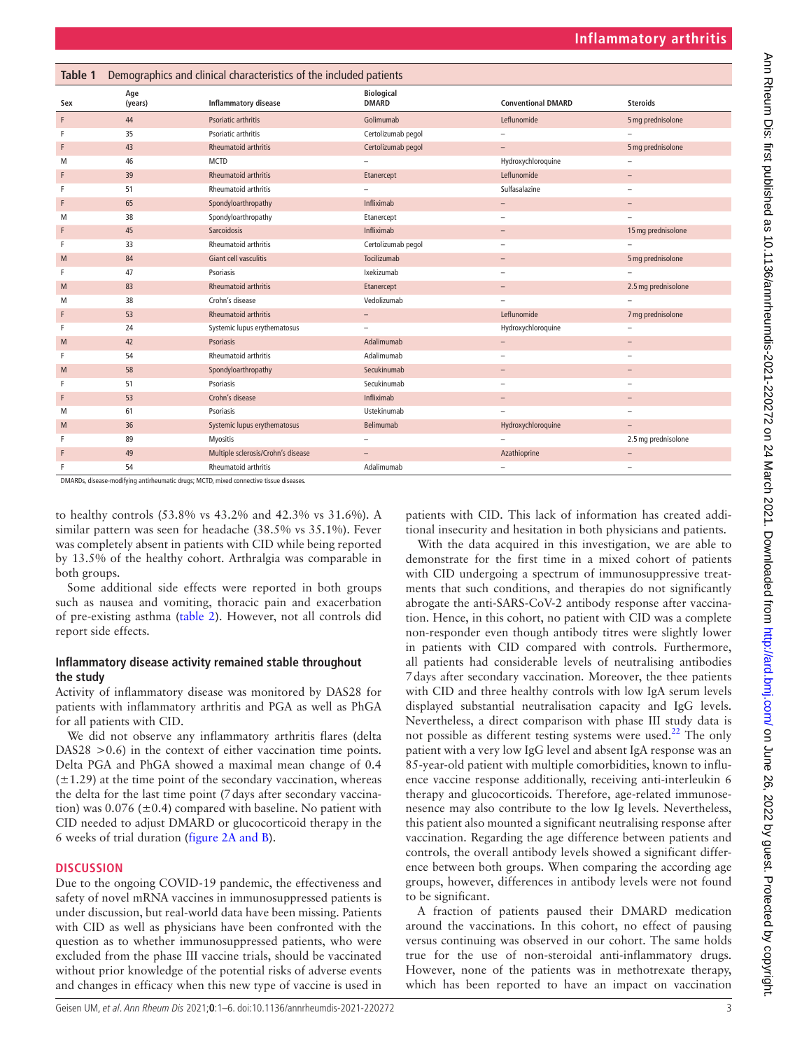**Table 1** Demographics and clinical characteristics of the included patients

| Sex | Age (years) | Inflammatory disease | Biological DMARD | Conventional DMARD | Steroids |
|---|---|---|---|---|---|
| F | 44 | Psoriatic arthritis | Golimumab | Leflunomide | 5 mg prednisolone |
| F | 35 | Psoriatic arthritis | Certolizumab pegol | – | – |
| F | 43 | Rheumatoid arthritis | Certolizumab pegol | – | 5 mg prednisolone |
| M | 46 | MCTD | – | Hydroxychloroquine | – |
| F | 39 | Rheumatoid arthritis | Etanercept | Leflunomide | – |
| F | 51 | Rheumatoid arthritis | – | Sulfasalazine | – |
| F | 65 | Spondyloarthropathy | Infliximab | – | – |
| M | 38 | Spondyloarthropathy | Etanercept | – | – |
| F | 45 | Sarcoidosis | Infliximab | – | 15 mg prednisolone |
| F | 33 | Rheumatoid arthritis | Certolizumab pegol | – | – |
| M | 84 | Giant cell vasculitis | Tocilizumab | – | 5 mg prednisolone |
| F | 47 | Psoriasis | Ixekizumab | – | – |
| M | 83 | Rheumatoid arthritis | Etanercept | – | 2.5 mg prednisolone |
| M | 38 | Crohn's disease | Vedolizumab | – | – |
| F | 53 | Rheumatoid arthritis | – | Leflunomide | 7 mg prednisolone |
| F | 24 | Systemic lupus erythematosus | – | Hydroxychloroquine | – |
| M | 42 | Psoriasis | Adalimumab | – | – |
| F | 54 | Rheumatoid arthritis | Adalimumab | – | – |
| M | 58 | Spondyloarthropathy | Secukinumab | – | – |
| F | 51 | Psoriasis | Secukinumab | – | – |
| F | 53 | Crohn's disease | Infliximab | – | – |
| M | 61 | Psoriasis | Ustekinumab | – | – |
| M | 36 | Systemic lupus erythematosus | Belimumab | Hydroxychloroquine | – |
| F | 89 | Myositis | – | – | 2.5 mg prednisolone |
| F | 49 | Multiple sclerosis/Crohn's disease | – | Azathioprine | – |
| F | 54 | Rheumatoid arthritis | Adalimumab | – | – |

DMARDs, disease-modifying antirheumatic drugs; MCTD, mixed connective tissue diseases.

to healthy controls (53.8% vs 43.2% and 42.3% vs 31.6%). A similar pattern was seen for headache (38.5% vs 35.1%). Fever was completely absent in patients with CID while being reported by 13.5% of the healthy cohort. Arthralgia was comparable in both groups.

Some additional side effects were reported in both groups such as nausea and vomiting, thoracic pain and exacerbation of pre-existing asthma (table 2). However, not all controls did report side effects.

### Inflammatory disease activity remained stable throughout the study

Activity of inflammatory disease was monitored by DAS28 for patients with inflammatory arthritis and PGA as well as PhGA for all patients with CID.

We did not observe any inflammatory arthritis flares (delta DAS28 >0.6) in the context of either vaccination time points. Delta PGA and PhGA showed a maximal mean change of 0.4 ($\pm$1.29) at the time point of the secondary vaccination, whereas the delta for the last time point (7 days after secondary vaccination) was 0.076 ($\pm$0.4) compared with baseline. No patient with CID needed to adjust DMARD or glucocorticoid therapy in the 6 weeks of trial duration (figure 2A and B).

## DISCUSSION

Due to the ongoing COVID-19 pandemic, the effectiveness and safety of novel mRNA vaccines in immunosuppressed patients is under discussion, but real-world data have been missing. Patients with CID as well as physicians have been confronted with the question as to whether immunosuppressed patients, who were excluded from the phase III vaccine trials, should be vaccinated without prior knowledge of the potential risks of adverse events and changes in efficacy when this new type of vaccine is used in patients with CID. This lack of information has created additional insecurity and hesitation in both physicians and patients.

With the data acquired in this investigation, we are able to demonstrate for the first time in a mixed cohort of patients with CID undergoing a spectrum of immunosuppressive treatments that such conditions, and therapies do not significantly abrogate the anti-SARS-CoV-2 antibody response after vaccination. Hence, in this cohort, no patient with CID was a complete non-responder even though antibody titres were slightly lower in patients with CID compared with controls. Furthermore, all patients had considerable levels of neutralising antibodies 7 days after secondary vaccination. Moreover, the thee patients with CID and three healthy controls with low IgA serum levels displayed substantial neutralisation capacity and IgG levels. Nevertheless, a direct comparison with phase III study data is not possible as different testing systems were used.[22] The only patient with a very low IgG level and absent IgA response was an 85-year-old patient with multiple comorbidities, known to influence vaccine response additionally, receiving anti-interleukin 6 therapy and glucocorticoids. Therefore, age-related immunosenesence may also contribute to the low Ig levels. Nevertheless, this patient also mounted a significant neutralising response after vaccination. Regarding the age difference between patients and controls, the overall antibody levels showed a significant difference between both groups. When comparing the according age groups, however, differences in antibody levels were not found to be significant.

A fraction of patients paused their DMARD medication around the vaccinations. In this cohort, no effect of pausing versus continuing was observed in our cohort. The same holds true for the use of non-steroidal anti-inflammatory drugs. However, none of the patients was in methotrexate therapy, which has been reported to have an impact on vaccination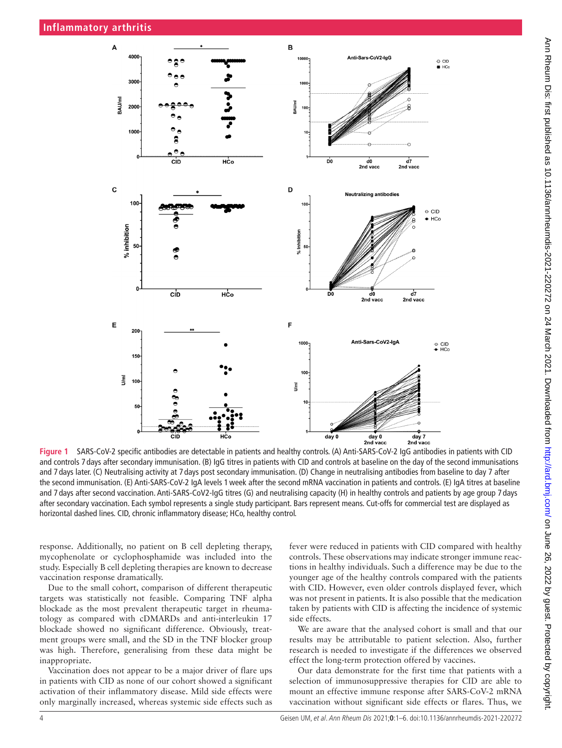**Figure 1** SARS-CoV-2 specific antibodies are detectable in patients and healthy controls. (A) Anti-SARS-CoV-2 IgG antibodies in patients with CID and controls 7 days after secondary immunisation. (B) IgG titres in patients with CID and controls at baseline on the day of the second immunisations and 7 days later. (C) Neutralising activity at 7 days post secondary immunisation. (D) Change in neutralising antibodies from baseline to day 7 after the second immunisation. (E) Anti-SARS-CoV-2 IgA levels 1 week after the second mRNA vaccination in patients and controls. (E) IgA titres at baseline and 7 days after second vaccination. Anti-SARS-CoV2-IgG titres (G) and neutralising capacity (H) in healthy controls and patients by age group 7 days after secondary vaccination. Each symbol represents a single study participant. Bars represent means. Cut-offs for commercial test are displayed as horizontal dashed lines. CID, chronic inflammatory disease; HCo, healthy control.

response. Additionally, no patient on B cell depleting therapy, mycophenolate or cyclophosphamide was included into the study. Especially B cell depleting therapies are known to decrease vaccination response dramatically.

Due to the small cohort, comparison of different therapeutic targets was statistically not feasible. Comparing TNF alpha blockade as the most prevalent therapeutic target in rheumatology as compared with cDMARDs and anti-interleukin 17 blockade showed no significant difference. Obviously, treatment groups were small, and the SD in the TNF blocker group was high. Therefore, generalising from these data might be inappropriate.

Vaccination does not appear to be a major driver of flare ups in patients with CID as none of our cohort showed a significant activation of their inflammatory disease. Mild side effects were only marginally increased, whereas systemic side effects such as fever were reduced in patients with CID compared with healthy controls. These observations may indicate stronger immune reactions in healthy individuals. Such a difference may be due to the younger age of the healthy controls compared with the patients with CID. However, even older controls displayed fever, which was not present in patients. It is also possible that the medication taken by patients with CID is affecting the incidence of systemic side effects.

We are aware that the analysed cohort is small and that our results may be attributable to patient selection. Also, further research is needed to investigate if the differences we observed effect the long-term protection offered by vaccines.

Our data demonstrate for the first time that patients with a selection of immunosuppressive therapies for CID are able to mount an effective immune response after SARS-CoV-2 mRNA vaccination without significant side effects or flares. Thus, we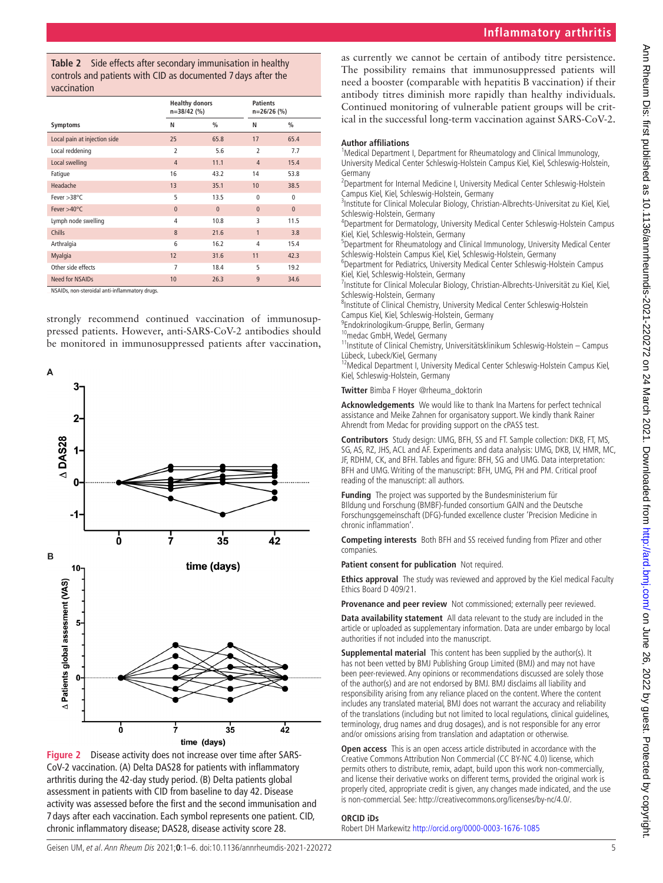**Table 2** Side effects after secondary immunisation in healthy controls and patients with CID as documented 7 days after the vaccination

| | Healthy donors n=38/42 (%) | | Patients n=26/26 (%) | |
|---|---|---|---|---|
| Symptoms | N | % | N | % |
| Local pain at injection side | 25 | 65.8 | 17 | 65.4 |
| Local reddening | 2 | 5.6 | 2 | 7.7 |
| Local swelling | 4 | 11.1 | 4 | 15.4 |
| Fatigue | 16 | 43.2 | 14 | 53.8 |
| Headache | 13 | 35.1 | 10 | 38.5 |
| Fever >38°C | 5 | 13.5 | 0 | 0 |
| Fever >40°C | 0 | 0 | 0 | 0 |
| Lymph node swelling | 4 | 10.8 | 3 | 11.5 |
| Chills | 8 | 21.6 | 1 | 3.8 |
| Arthralgia | 6 | 16.2 | 4 | 15.4 |
| Myalgia | 12 | 31.6 | 11 | 42.3 |
| Other side effects | 7 | 18.4 | 5 | 19.2 |
| Need for NSAIDs | 10 | 26.3 | 9 | 34.6 |

NSAIDs, non-steroidal anti-inflammatory drugs.

strongly recommend continued vaccination of immunosuppressed patients. However, anti-SARS-CoV-2 antibodies should be monitored in immunosuppressed patients after vaccination, as currently we cannot be certain of antibody titre persistence. The possibility remains that immunosuppressed patients will need a booster (comparable with hepatitis B vaccination) if their antibody titres diminish more rapidly than healthy individuals. Continued monitoring of vulnerable patient groups will be critical in the successful long-term vaccination against SARS-CoV-2.

**Figure 2** Disease activity does not increase over time after SARS-CoV-2 vaccination. (A) Delta DAS28 for patients with inflammatory arthritis during the 42-day study period. (B) Delta patients global assessment in patients with CID from baseline to day 42. Disease activity was assessed before the first and the second immunisation and 7 days after each vaccination. Each symbol represents one patient. CID, chronic inflammatory disease; DAS28, disease activity score 28.

### Author affiliations

[1]Medical Department I, Department for Rheumatology and Clinical Immunology, University Medical Center Schleswig-Holstein Campus Kiel, Kiel, Schleswig-Holstein, Germany
[2]Department for Internal Medicine I, University Medical Center Schleswig-Holstein Campus Kiel, Kiel, Schleswig-Holstein, Germany
[3]Institute for Clinical Molecular Biology, Christian-Albrechts-Universitat zu Kiel, Kiel, Schleswig-Holstein, Germany
[4]Department for Dermatology, University Medical Center Schleswig-Holstein Campus Kiel, Kiel, Schleswig-Holstein, Germany
[5]Department for Rheumatology and Clinical Immunology, University Medical Center Schleswig-Holstein Campus Kiel, Kiel, Schleswig-Holstein, Germany
[6]Department for Pediatrics, University Medical Center Schleswig-Holstein Campus Kiel, Kiel, Schleswig-Holstein, Germany
[7]Institute for Clinical Molecular Biology, Christian-Albrechts-Universität zu Kiel, Kiel, Schleswig-Holstein, Germany
[8]Institute of Clinical Chemistry, University Medical Center Schleswig-Holstein Campus Kiel, Kiel, Schleswig-Holstein, Germany
[9]Endokrinologikum-Gruppe, Berlin, Germany
[10]medac GmbH, Wedel, Germany
[11]Institute of Clinical Chemistry, Universitätsklinikum Schleswig-Holstein – Campus Lübeck, Lubeck/Kiel, Germany
[12]Medical Department I, University Medical Center Schleswig-Holstein Campus Kiel, Kiel, Schleswig-Holstein, Germany

**Twitter** Bimba F Hoyer @rheuma_doktorin

**Acknowledgements** We would like to thank Ina Martens for perfect technical assistance and Meike Zahnen for organisatory support. We kindly thank Rainer Ahrendt from Medac for providing support on the cPASS test.

**Contributors** Study design: UMG, BFH, SS and FT. Sample collection: DKB, FT, MS, SG, AS, RZ, JHS, ACL and AF. Experiments and data analysis: UMG, DKB, LV, HMR, MC, JF, RDHM, CK, and BFH. Tables and figure: BFH, SG and UMG. Data interpretation: BFH and UMG. Writing of the manuscript: BFH, UMG, PH and PM. Critical proof reading of the manuscript: all authors.

**Funding** The project was supported by the Bundesministerium für BIldung und Forschung (BMBF)-funded consortium GAIN and the Deutsche Forschungsgemeinschaft (DFG)-funded excellence cluster 'Precision Medicine in chronic inflammation'.

**Competing interests** Both BFH and SS received funding from Pfizer and other companies.

**Patient consent for publication** Not required.

**Ethics approval** The study was reviewed and approved by the Kiel medical Faculty Ethics Board D 409/21.

**Provenance and peer review** Not commissioned; externally peer reviewed.

**Data availability statement** All data relevant to the study are included in the article or uploaded as supplementary information. Data are under embargo by local authorities if not included into the manuscript.

**Supplemental material** This content has been supplied by the author(s). It has not been vetted by BMJ Publishing Group Limited (BMJ) and may not have been peer-reviewed. Any opinions or recommendations discussed are solely those of the author(s) and are not endorsed by BMJ. BMJ disclaims all liability and responsibility arising from any reliance placed on the content. Where the content includes any translated material, BMJ does not warrant the accuracy and reliability of the translations (including but not limited to local regulations, clinical guidelines, terminology, drug names and drug dosages), and is not responsible for any error and/or omissions arising from translation and adaptation or otherwise.

**Open access** This is an open access article distributed in accordance with the Creative Commons Attribution Non Commercial (CC BY-NC 4.0) license, which permits others to distribute, remix, adapt, build upon this work non-commercially, and license their derivative works on different terms, provided the original work is properly cited, appropriate credit is given, any changes made indicated, and the use is non-commercial. See: http://creativecommons.org/licenses/by-nc/4.0/.

### ORCID iDs

Robert DH Markewitz http://orcid.org/0000-0003-1676-1085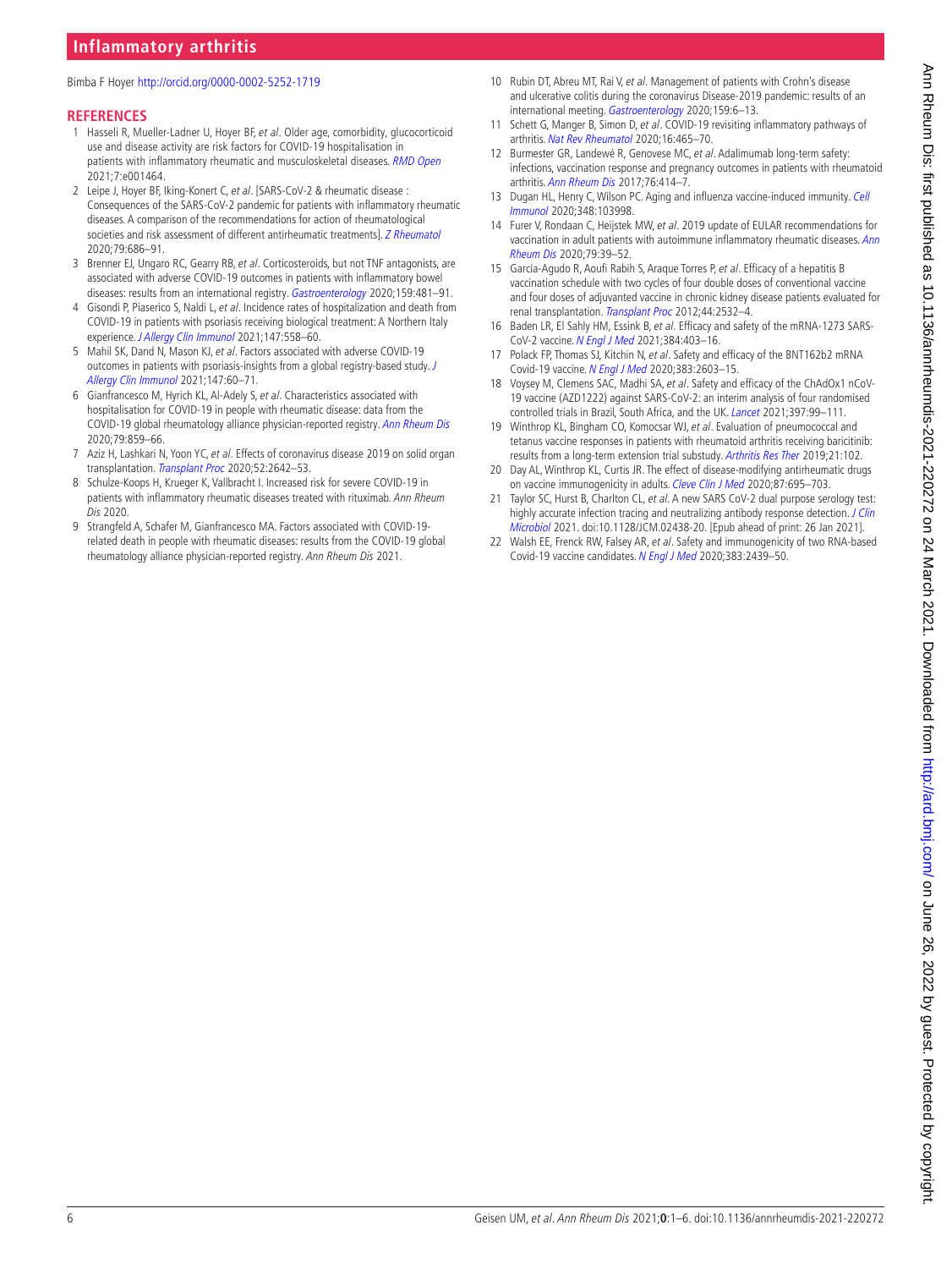Bimba F Hoyer http://orcid.org/0000-0002-5252-1719

## REFERENCES

1. Hasseli R, Mueller-Ladner U, Hoyer BF, *et al*. Older age, comorbidity, glucocorticoid use and disease activity are risk factors for COVID-19 hospitalisation in patients with inflammatory rheumatic and musculoskeletal diseases. *RMD Open* 2021;7:e001464.
2. Leipe J, Hoyer BF, Iking-Konert C, *et al*. [SARS-CoV-2 & rheumatic disease : Consequences of the SARS-CoV-2 pandemic for patients with inflammatory rheumatic diseases. A comparison of the recommendations for action of rheumatological societies and risk assessment of different antirheumatic treatments]. *Z Rheumatol* 2020;79:686–91.
3. Brenner EJ, Ungaro RC, Gearry RB, *et al*. Corticosteroids, but not TNF antagonists, are associated with adverse COVID-19 outcomes in patients with inflammatory bowel diseases: results from an international registry. *Gastroenterology* 2020;159:481–91.
4. Gisondi P, Piaserico S, Naldi L, *et al*. Incidence rates of hospitalization and death from COVID-19 in patients with psoriasis receiving biological treatment: A Northern Italy experience. *J Allergy Clin Immunol* 2021;147:558–60.
5. Mahil SK, Dand N, Mason KJ, *et al*. Factors associated with adverse COVID-19 outcomes in patients with psoriasis-insights from a global registry-based study. *J Allergy Clin Immunol* 2021;147:60–71.
6. Gianfrancesco M, Hyrich KL, Al-Adely S, *et al*. Characteristics associated with hospitalisation for COVID-19 in people with rheumatic disease: data from the COVID-19 global rheumatology alliance physician-reported registry. *Ann Rheum Dis* 2020;79:859–66.
7. Aziz H, Lashkari N, Yoon YC, *et al*. Effects of coronavirus disease 2019 on solid organ transplantation. *Transplant Proc* 2020;52:2642–53.
8. Schulze-Koops H, Krueger K, Vallbracht I. Increased risk for severe COVID-19 in patients with inflammatory rheumatic diseases treated with rituximab. *Ann Rheum Dis* 2020.
9. Strangfeld A, Schafer M, Gianfrancesco MA. Factors associated with COVID-19-related death in people with rheumatic diseases: results from the COVID-19 global rheumatology alliance physician-reported registry. *Ann Rheum Dis* 2021.
10. Rubin DT, Abreu MT, Rai V, *et al*. Management of patients with Crohn's disease and ulcerative colitis during the coronavirus Disease-2019 pandemic: results of an international meeting. *Gastroenterology* 2020;159:6–13.
11. Schett G, Manger B, Simon D, *et al*. COVID-19 revisiting inflammatory pathways of arthritis. *Nat Rev Rheumatol* 2020;16:465–70.
12. Burmester GR, Landewé R, Genovese MC, *et al*. Adalimumab long-term safety: infections, vaccination response and pregnancy outcomes in patients with rheumatoid arthritis. *Ann Rheum Dis* 2017;76:414–7.
13. Dugan HL, Henry C, Wilson PC. Aging and influenza vaccine-induced immunity. *Cell Immunol* 2020;348:103998.
14. Furer V, Rondaan C, Heijstek MW, *et al*. 2019 update of EULAR recommendations for vaccination in adult patients with autoimmune inflammatory rheumatic diseases. *Ann Rheum Dis* 2020;79:39–52.
15. García-Agudo R, Aoufi Rabih S, Araque Torres P, *et al*. Efficacy of a hepatitis B vaccination schedule with two cycles of four double doses of conventional vaccine and four doses of adjuvanted vaccine in chronic kidney disease patients evaluated for renal transplantation. *Transplant Proc* 2012;44:2532–4.
16. Baden LR, El Sahly HM, Essink B, *et al*. Efficacy and safety of the mRNA-1273 SARS-CoV-2 vaccine. *N Engl J Med* 2021;384:403–16.
17. Polack FP, Thomas SJ, Kitchin N, *et al*. Safety and efficacy of the BNT162b2 mRNA Covid-19 vaccine. *N Engl J Med* 2020;383:2603–15.
18. Voysey M, Clemens SAC, Madhi SA, *et al*. Safety and efficacy of the ChAdOx1 nCoV-19 vaccine (AZD1222) against SARS-CoV-2: an interim analysis of four randomised controlled trials in Brazil, South Africa, and the UK. *Lancet* 2021;397:99–111.
19. Winthrop KL, Bingham CO, Komocsar WJ, *et al*. Evaluation of pneumococcal and tetanus vaccine responses in patients with rheumatoid arthritis receiving baricitinib: results from a long-term extension trial substudy. *Arthritis Res Ther* 2019;21:102.
20. Day AL, Winthrop KL, Curtis JR. The effect of disease-modifying antirheumatic drugs on vaccine immunogenicity in adults. *Cleve Clin J Med* 2020;87:695–703.
21. Taylor SC, Hurst B, Charlton CL, *et al*. A new SARS CoV-2 dual purpose serology test: highly accurate infection tracing and neutralizing antibody response detection. *J Clin Microbiol* 2021. doi:10.1128/JCM.02438-20. [Epub ahead of print: 26 Jan 2021].
22. Walsh EE, Frenck RW, Falsey AR, *et al*. Safety and immunogenicity of two RNA-based Covid-19 vaccine candidates. *N Engl J Med* 2020;383:2439–50.